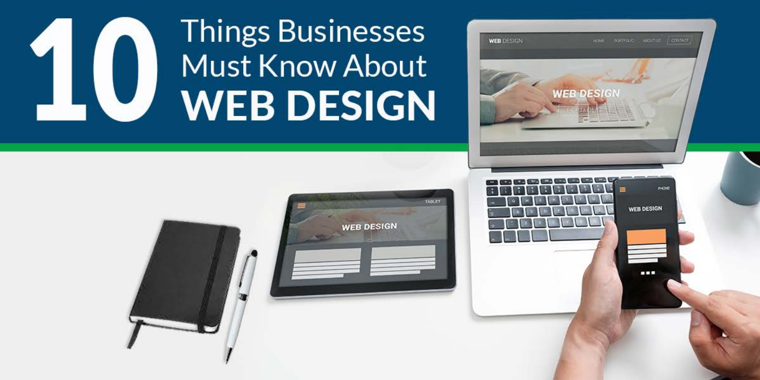# 10 Things Businesses Must Know About WEB DESIGN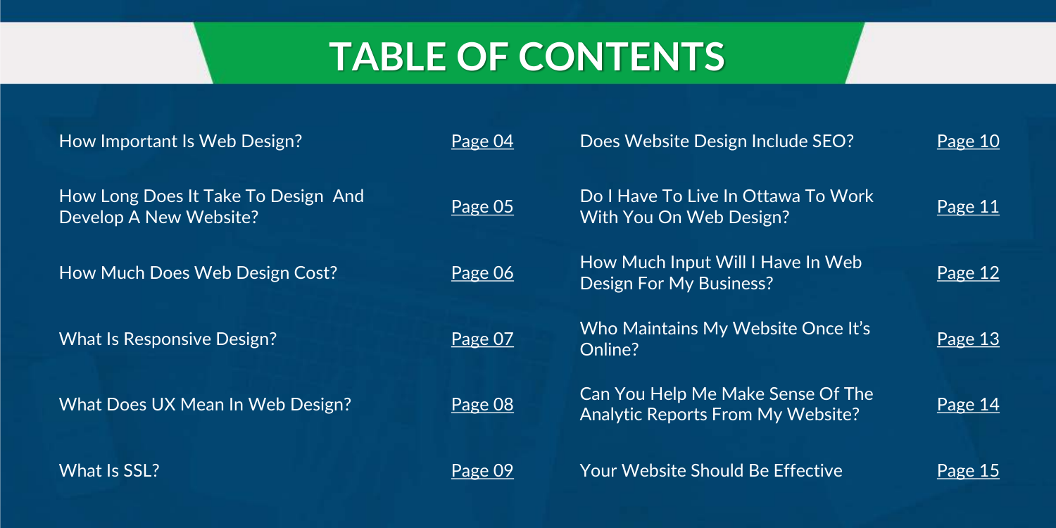# TABLE OF CONTENTS

| | |
|---|---|
| How Important Is Web Design? | Page 04 |
| How Long Does It Take To Design And Develop A New Website? | Page 05 |
| How Much Does Web Design Cost? | Page 06 |
| What Is Responsive Design? | Page 07 |
| What Does UX Mean In Web Design? | Page 08 |
| What Is SSL? | Page 09 |
| Does Website Design Include SEO? | Page 10 |
| Do I Have To Live In Ottawa To Work With You On Web Design? | Page 11 |
| How Much Input Will I Have In Web Design For My Business? | Page 12 |
| Who Maintains My Website Once It's Online? | Page 13 |
| Can You Help Me Make Sense Of The Analytic Reports From My Website? | Page 14 |
| Your Website Should Be Effective | Page 15 |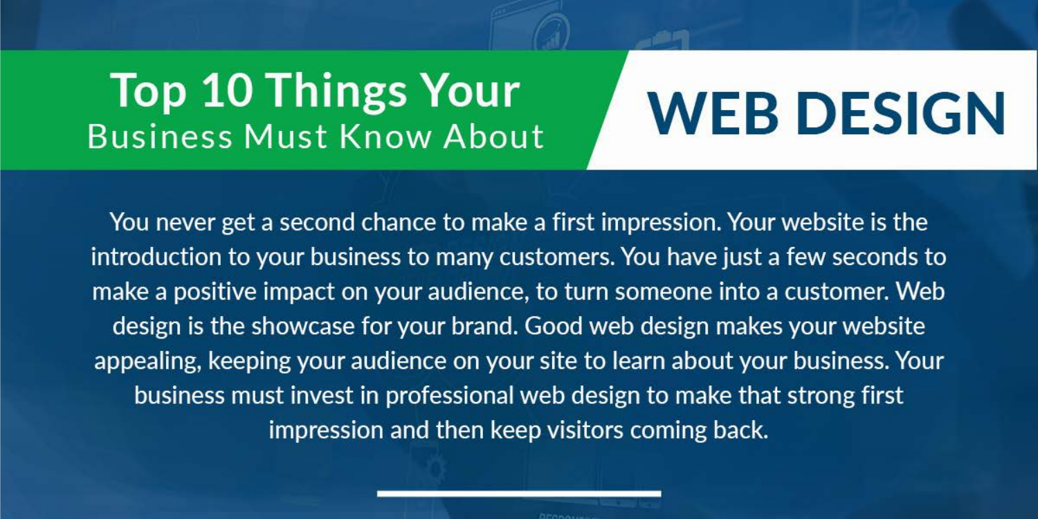# Top 10 Things Your Business Must Know About WEB DESIGN

You never get a second chance to make a first impression. Your website is the introduction to your business to many customers. You have just a few seconds to make a positive impact on your audience, to turn someone into a customer. Web design is the showcase for your brand. Good web design makes your website appealing, keeping your audience on your site to learn about your business. Your business must invest in professional web design to make that strong first impression and then keep visitors coming back.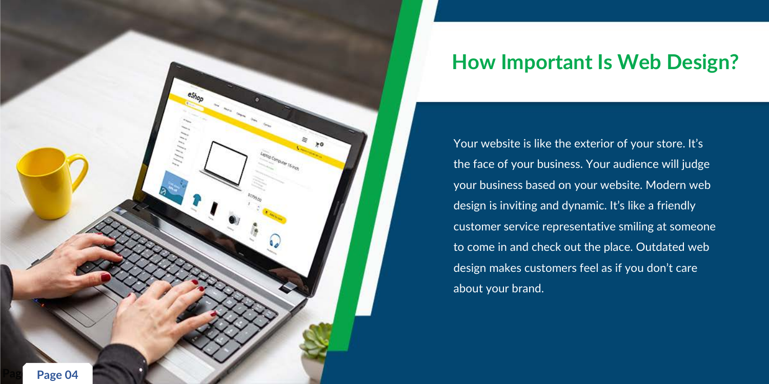## How Important Is Web Design?

Your website is like the exterior of your store. It's the face of your business. Your audience will judge your business based on your website. Modern web design is inviting and dynamic. It's like a friendly customer service representative smiling at someone to come in and check out the place. Outdated web design makes customers feel as if you don't care about your brand.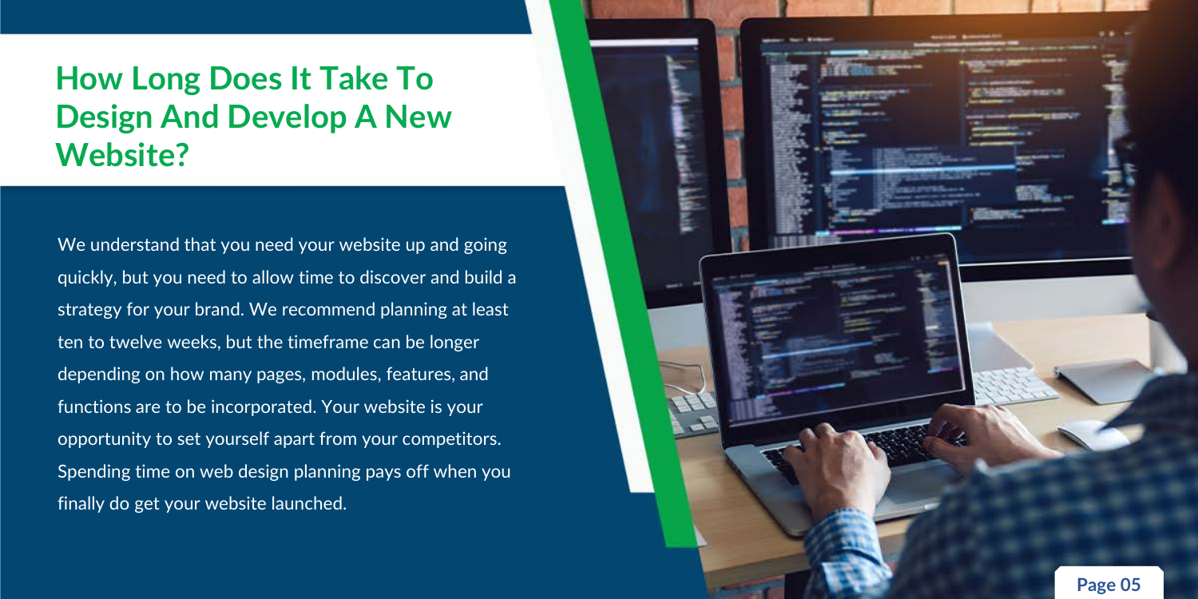# How Long Does It Take To Design And Develop A New Website?

We understand that you need your website up and going quickly, but you need to allow time to discover and build a strategy for your brand. We recommend planning at least ten to twelve weeks, but the timeframe can be longer depending on how many pages, modules, features, and functions are to be incorporated. Your website is your opportunity to set yourself apart from your competitors. Spending time on web design planning pays off when you finally do get your website launched.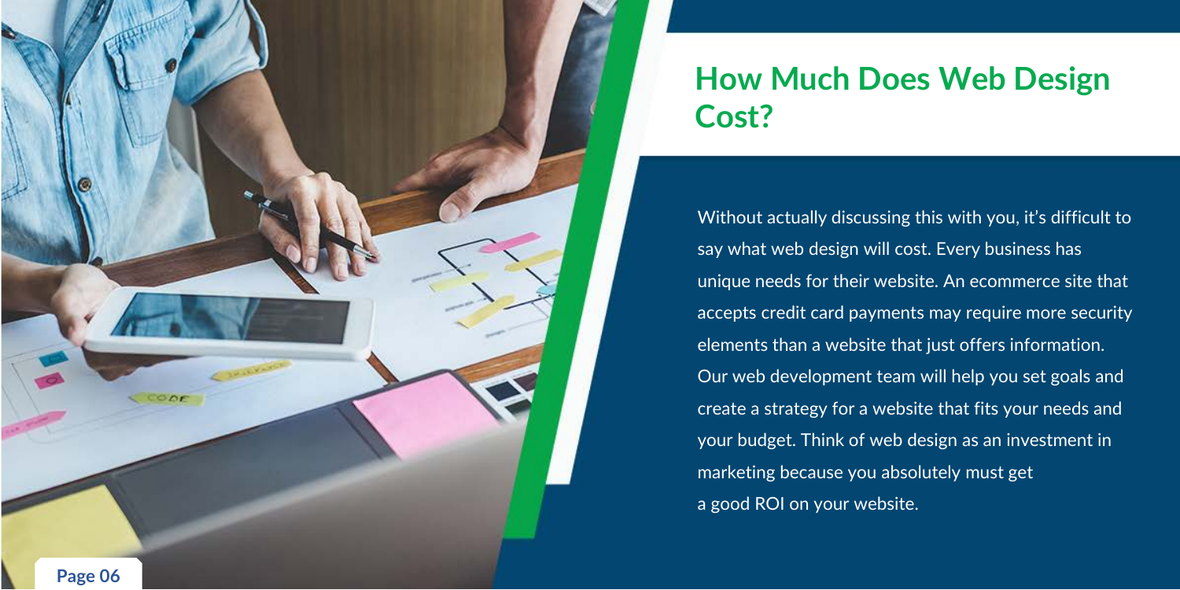## How Much Does Web Design Cost?

Without actually discussing this with you, it's difficult to say what web design will cost. Every business has unique needs for their website. An ecommerce site that accepts credit card payments may require more security elements than a website that just offers information. Our web development team will help you set goals and create a strategy for a website that fits your needs and your budget. Think of web design as an investment in marketing because you absolutely must get a good ROI on your website.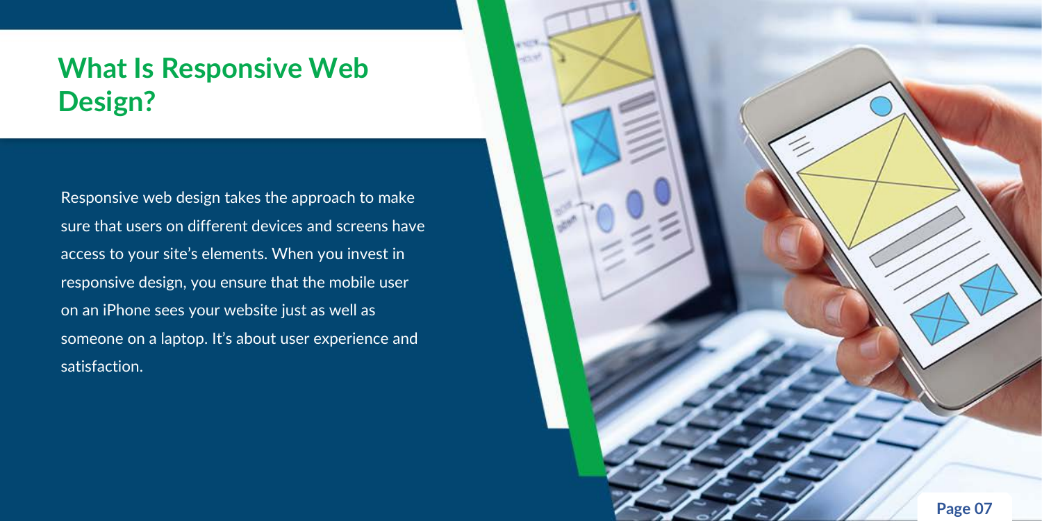## What Is Responsive Web Design?

Responsive web design takes the approach to make sure that users on different devices and screens have access to your site's elements. When you invest in responsive design, you ensure that the mobile user on an iPhone sees your website just as well as someone on a laptop. It's about user experience and satisfaction.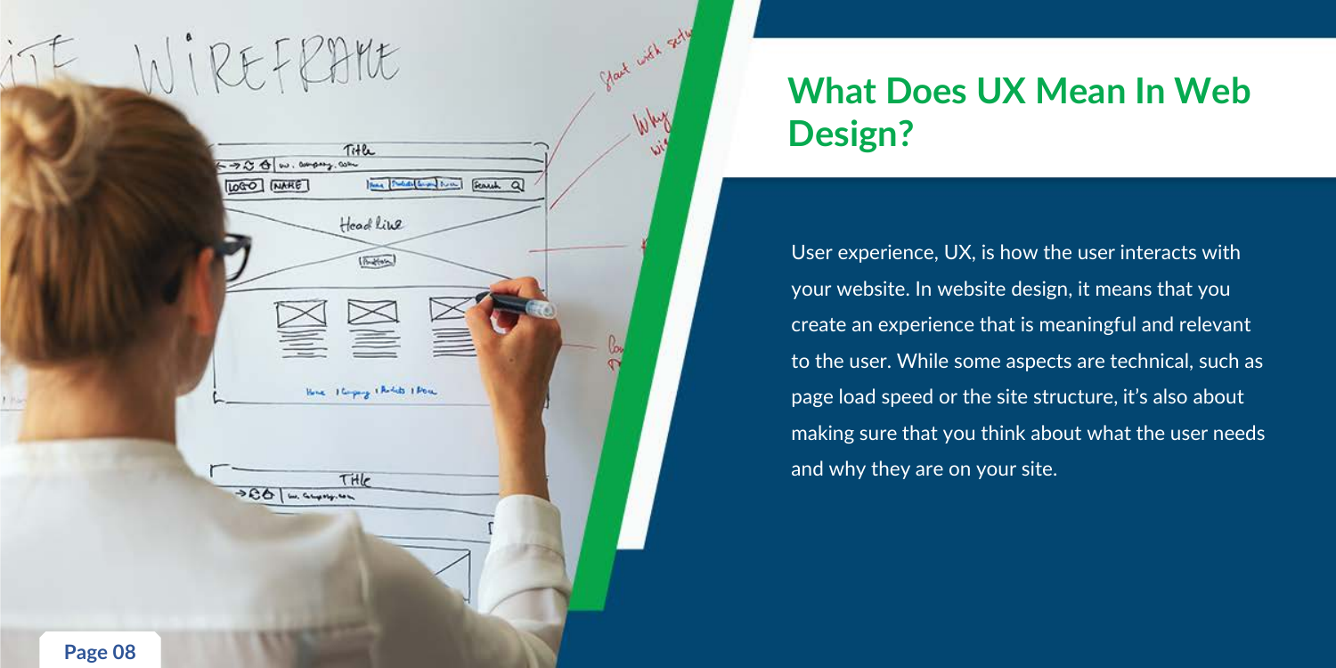## What Does UX Mean In Web Design?

User experience, UX, is how the user interacts with your website. In website design, it means that you create an experience that is meaningful and relevant to the user. While some aspects are technical, such as page load speed or the site structure, it's also about making sure that you think about what the user needs and why they are on your site.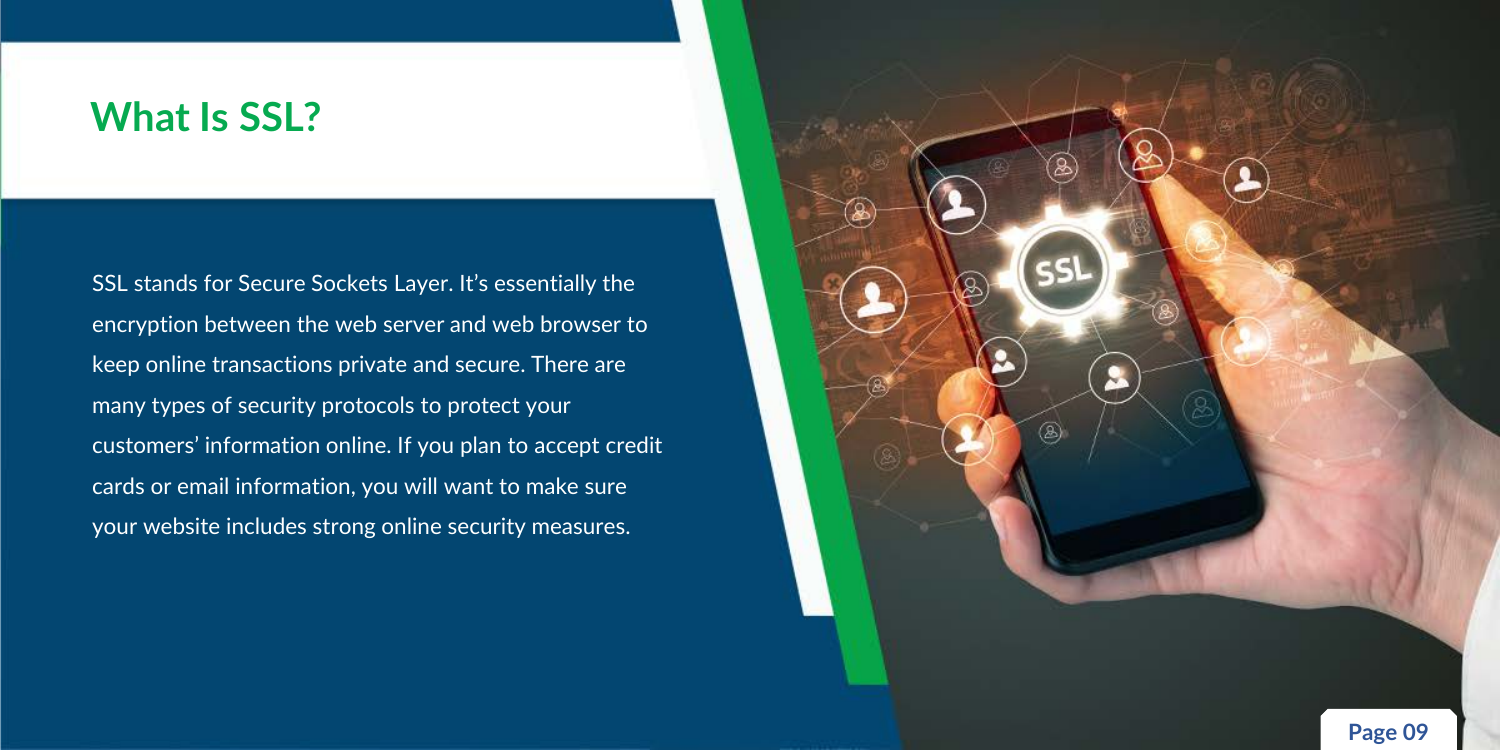## What Is SSL?

SSL stands for Secure Sockets Layer. It's essentially the encryption between the web server and web browser to keep online transactions private and secure. There are many types of security protocols to protect your customers' information online. If you plan to accept credit cards or email information, you will want to make sure your website includes strong online security measures.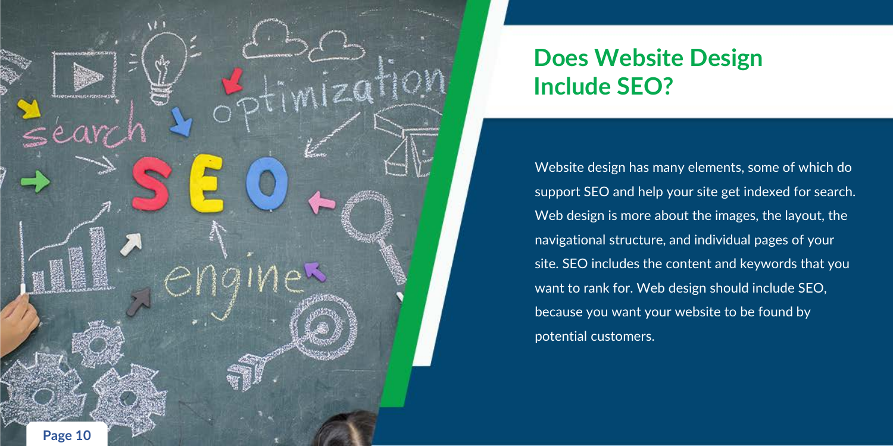## Does Website Design Include SEO?

Website design has many elements, some of which do support SEO and help your site get indexed for search. Web design is more about the images, the layout, the navigational structure, and individual pages of your site. SEO includes the content and keywords that you want to rank for. Web design should include SEO, because you want your website to be found by potential customers.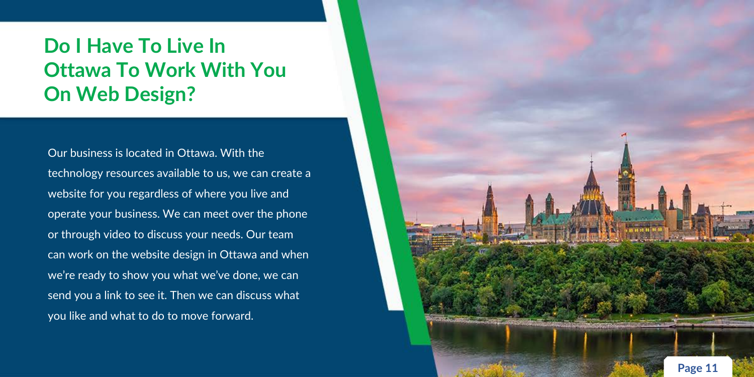## Do I Have To Live In Ottawa To Work With You On Web Design?

Our business is located in Ottawa. With the technology resources available to us, we can create a website for you regardless of where you live and operate your business. We can meet over the phone or through video to discuss your needs. Our team can work on the website design in Ottawa and when we're ready to show you what we've done, we can send you a link to see it. Then we can discuss what you like and what to do to move forward.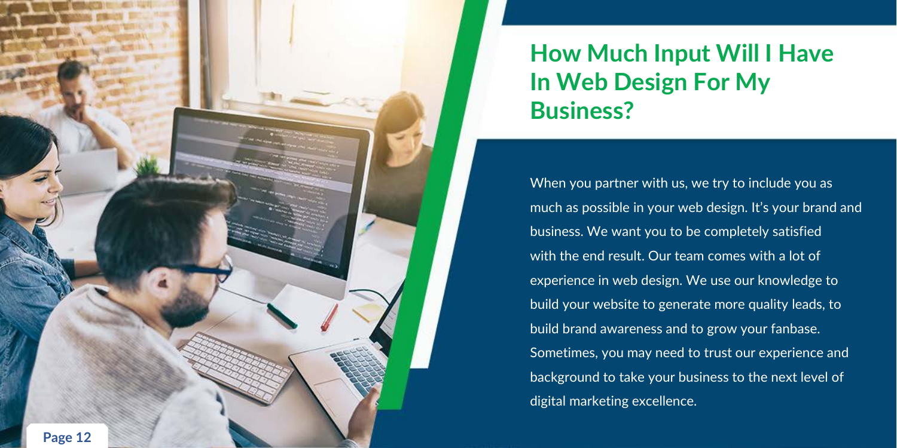## How Much Input Will I Have In Web Design For My Business?

When you partner with us, we try to include you as much as possible in your web design. It's your brand and business. We want you to be completely satisfied with the end result. Our team comes with a lot of experience in web design. We use our knowledge to build your website to generate more quality leads, to build brand awareness and to grow your fanbase. Sometimes, you may need to trust our experience and background to take your business to the next level of digital marketing excellence.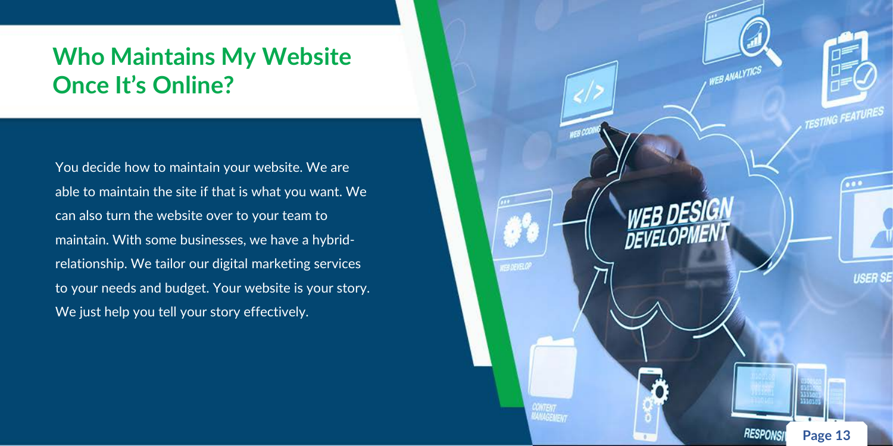## Who Maintains My Website Once It's Online?

You decide how to maintain your website. We are able to maintain the site if that is what you want. We can also turn the website over to your team to maintain. With some businesses, we have a hybrid-relationship. We tailor our digital marketing services to your needs and budget. Your website is your story. We just help you tell your story effectively.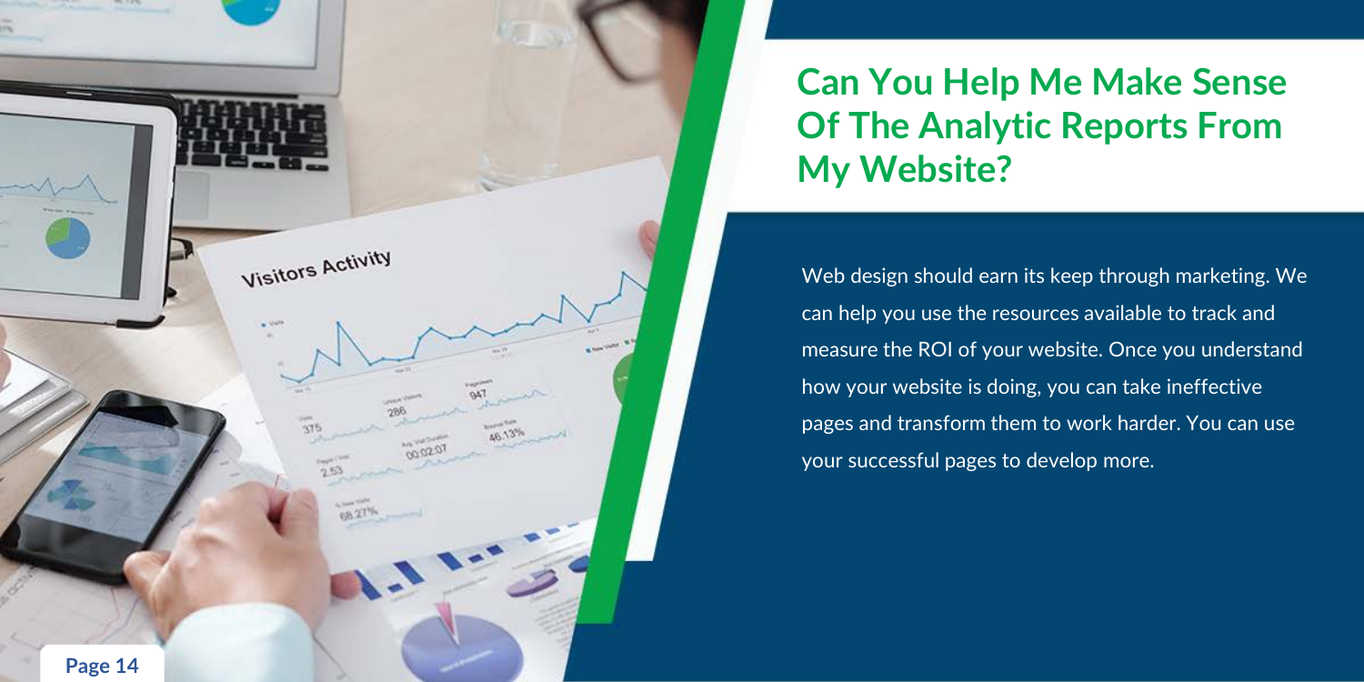## Can You Help Me Make Sense Of The Analytic Reports From My Website?

Web design should earn its keep through marketing. We can help you use the resources available to track and measure the ROI of your website. Once you understand how your website is doing, you can take ineffective pages and transform them to work harder. You can use your successful pages to develop more.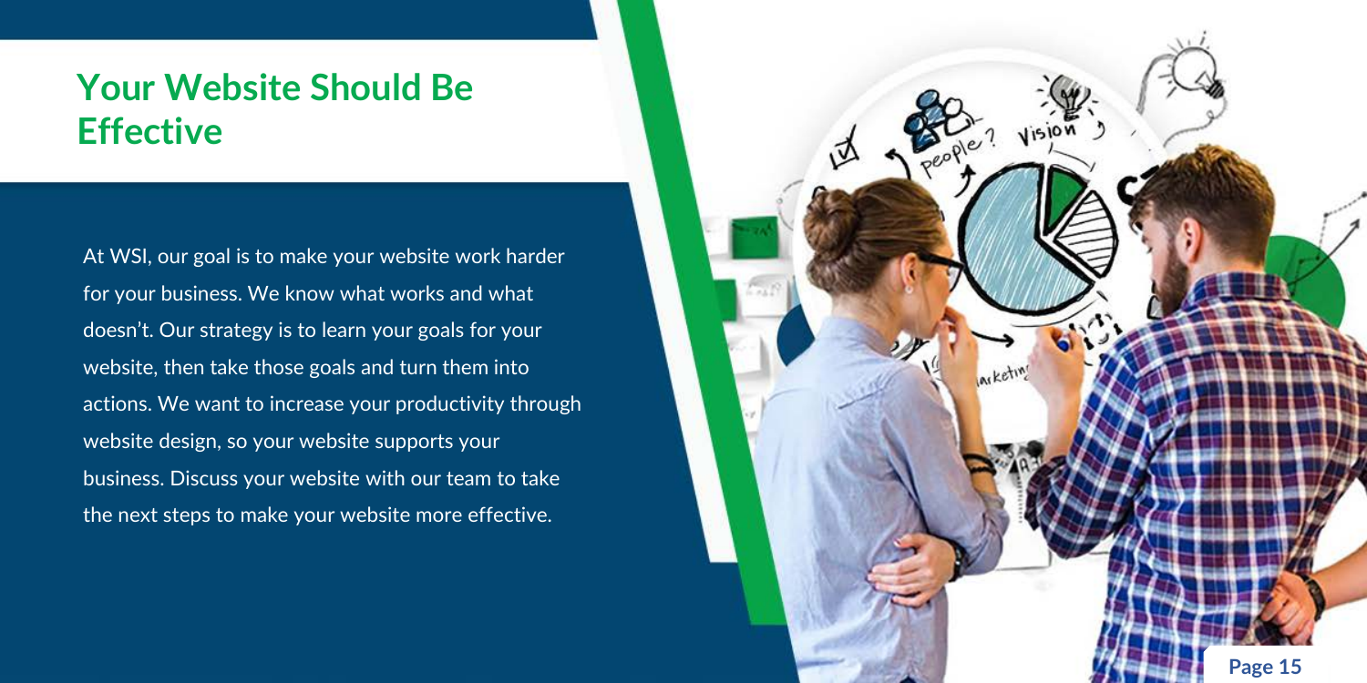# Your Website Should Be Effective

At WSI, our goal is to make your website work harder for your business. We know what works and what doesn't. Our strategy is to learn your goals for your website, then take those goals and turn them into actions. We want to increase your productivity through website design, so your website supports your business. Discuss your website with our team to take the next steps to make your website more effective.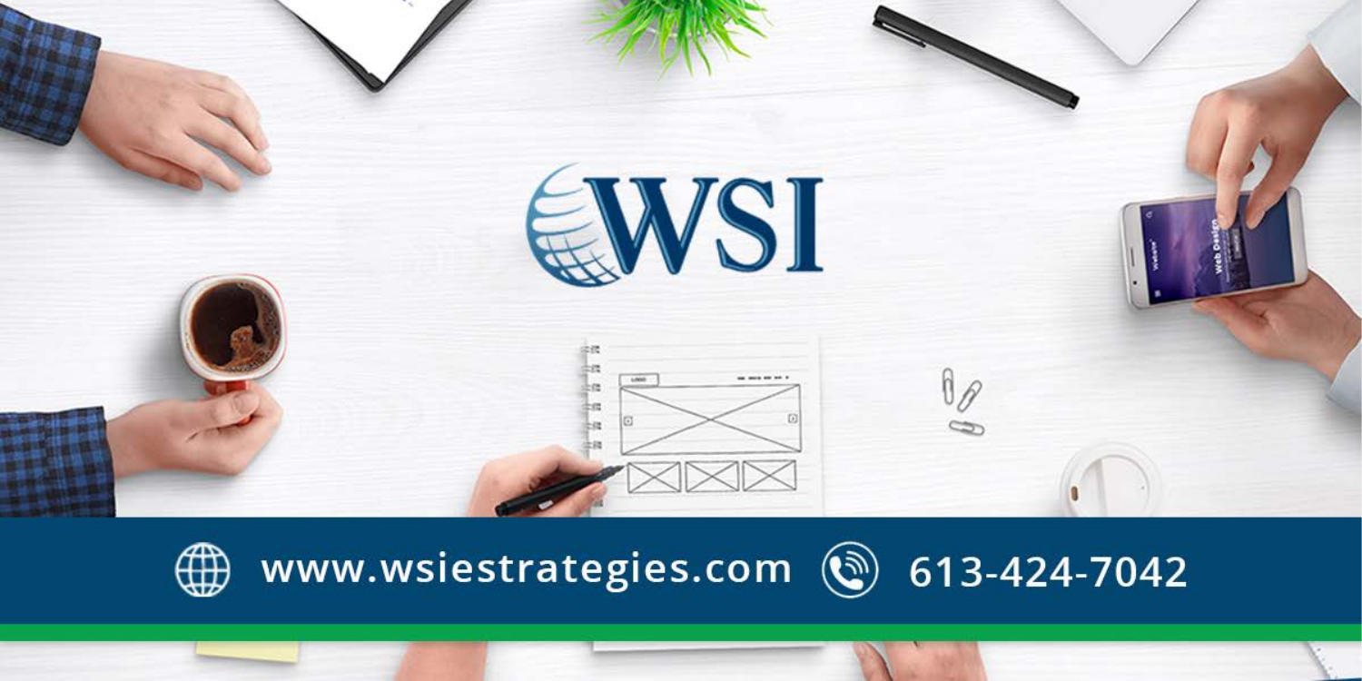WSI

www.wsiestrategies.com 613-424-7042